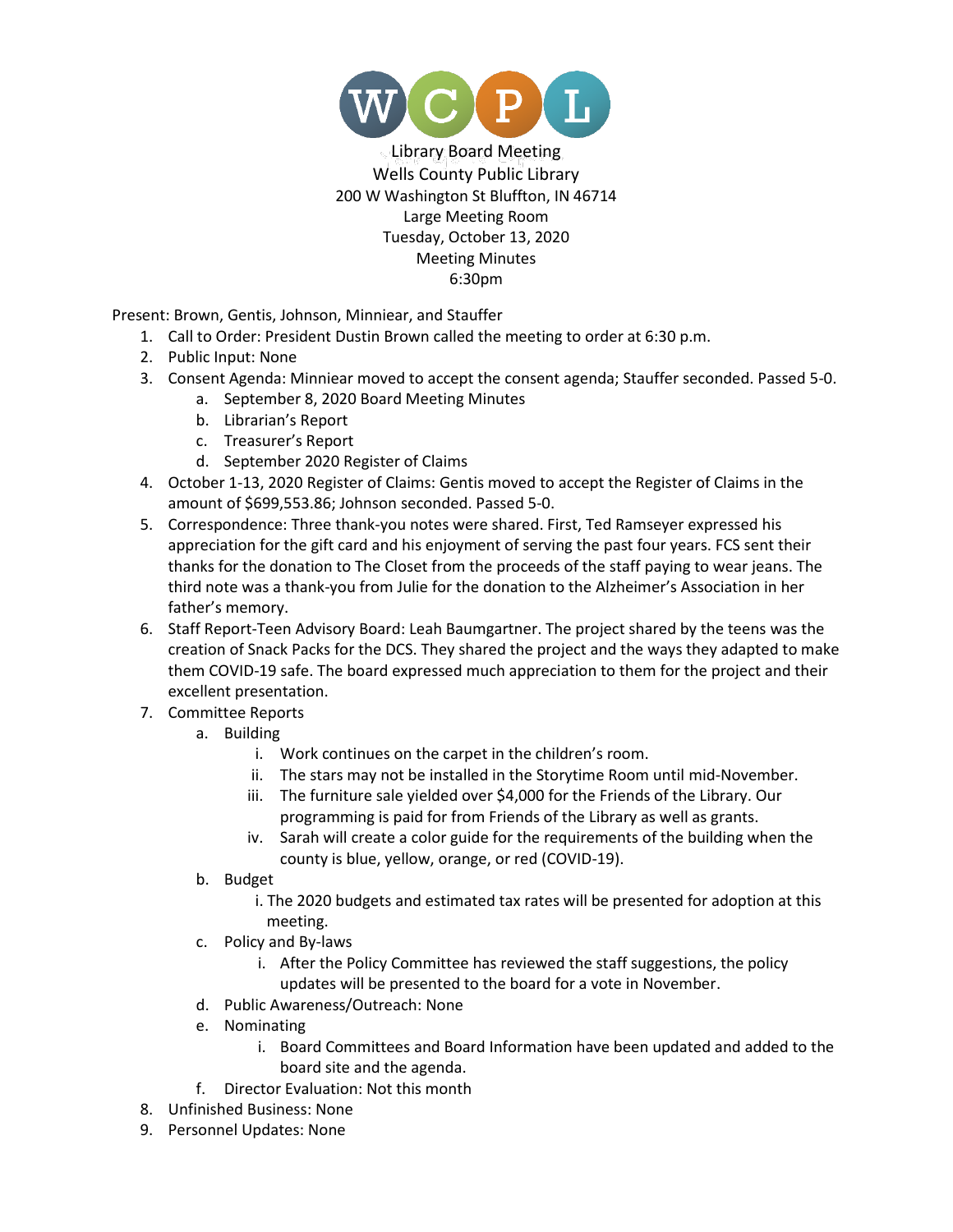WCPL

Library Board Meeting
Wells County Public Library
200 W Washington St Bluffton, IN 46714
Large Meeting Room
Tuesday, October 13, 2020
Meeting Minutes
6:30pm

Present: Brown, Gentis, Johnson, Minniear, and Stauffer

1. Call to Order: President Dustin Brown called the meeting to order at 6:30 p.m.
2. Public Input: None
3. Consent Agenda: Minniear moved to accept the consent agenda; Stauffer seconded. Passed 5-0.
   a. September 8, 2020 Board Meeting Minutes
   b. Librarian's Report
   c. Treasurer's Report
   d. September 2020 Register of Claims
4. October 1-13, 2020 Register of Claims: Gentis moved to accept the Register of Claims in the amount of $699,553.86; Johnson seconded. Passed 5-0.
5. Correspondence: Three thank-you notes were shared. First, Ted Ramseyer expressed his appreciation for the gift card and his enjoyment of serving the past four years. FCS sent their thanks for the donation to The Closet from the proceeds of the staff paying to wear jeans. The third note was a thank-you from Julie for the donation to the Alzheimer's Association in her father's memory.
6. Staff Report-Teen Advisory Board: Leah Baumgartner. The project shared by the teens was the creation of Snack Packs for the DCS. They shared the project and the ways they adapted to make them COVID-19 safe. The board expressed much appreciation to them for the project and their excellent presentation.
7. Committee Reports
   a. Building
      i. Work continues on the carpet in the children's room.
      ii. The stars may not be installed in the Storytime Room until mid-November.
      iii. The furniture sale yielded over $4,000 for the Friends of the Library. Our programming is paid for from Friends of the Library as well as grants.
      iv. Sarah will create a color guide for the requirements of the building when the county is blue, yellow, orange, or red (COVID-19).
   b. Budget
      i. The 2020 budgets and estimated tax rates will be presented for adoption at this meeting.
   c. Policy and By-laws
      i. After the Policy Committee has reviewed the staff suggestions, the policy updates will be presented to the board for a vote in November.
   d. Public Awareness/Outreach: None
   e. Nominating
      i. Board Committees and Board Information have been updated and added to the board site and the agenda.
   f. Director Evaluation: Not this month
8. Unfinished Business: None
9. Personnel Updates: None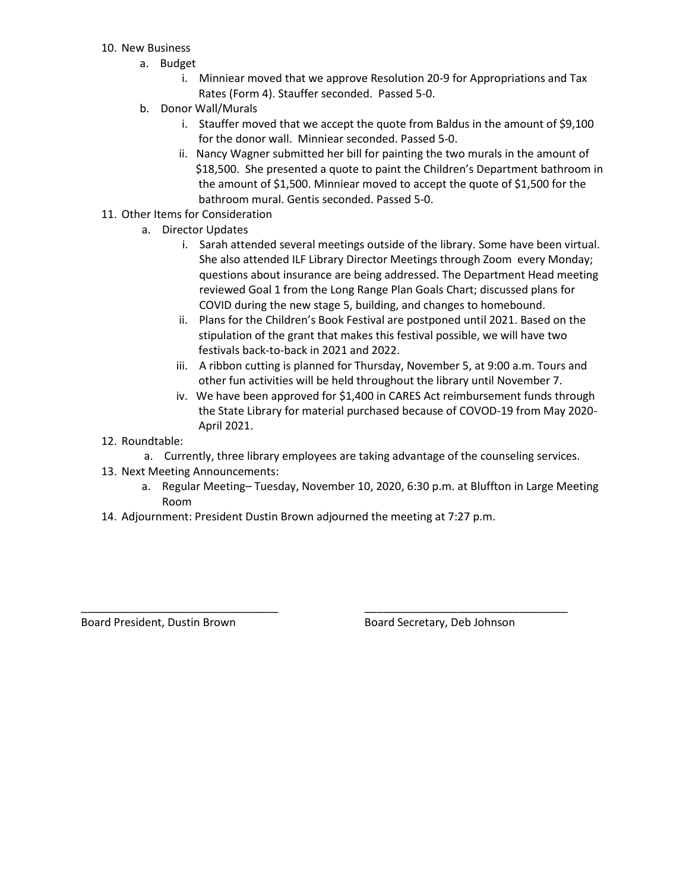10. New Business
    a. Budget
        i. Minniear moved that we approve Resolution 20-9 for Appropriations and Tax Rates (Form 4). Stauffer seconded. Passed 5-0.
    b. Donor Wall/Murals
        i. Stauffer moved that we accept the quote from Baldus in the amount of $9,100 for the donor wall. Minniear seconded. Passed 5-0.
        ii. Nancy Wagner submitted her bill for painting the two murals in the amount of $18,500. She presented a quote to paint the Children's Department bathroom in the amount of $1,500. Minniear moved to accept the quote of $1,500 for the bathroom mural. Gentis seconded. Passed 5-0.
11. Other Items for Consideration
    a. Director Updates
        i. Sarah attended several meetings outside of the library. Some have been virtual. She also attended ILF Library Director Meetings through Zoom every Monday; questions about insurance are being addressed. The Department Head meeting reviewed Goal 1 from the Long Range Plan Goals Chart; discussed plans for COVID during the new stage 5, building, and changes to homebound.
        ii. Plans for the Children's Book Festival are postponed until 2021. Based on the stipulation of the grant that makes this festival possible, we will have two festivals back-to-back in 2021 and 2022.
        iii. A ribbon cutting is planned for Thursday, November 5, at 9:00 a.m. Tours and other fun activities will be held throughout the library until November 7.
        iv. We have been approved for $1,400 in CARES Act reimbursement funds through the State Library for material purchased because of COVOD-19 from May 2020-April 2021.
12. Roundtable:
    a. Currently, three library employees are taking advantage of the counseling services.
13. Next Meeting Announcements:
    a. Regular Meeting– Tuesday, November 10, 2020, 6:30 p.m. at Bluffton in Large Meeting Room
14. Adjournment: President Dustin Brown adjourned the meeting at 7:27 p.m.

\_\_\_\_\_\_\_\_\_\_\_\_\_\_\_\_\_\_\_\_\_\_\_\_\_\_\_\_\_\_\_\_
Board President, Dustin Brown

\_\_\_\_\_\_\_\_\_\_\_\_\_\_\_\_\_\_\_\_\_\_\_\_\_\_\_\_\_\_\_\_
Board Secretary, Deb Johnson